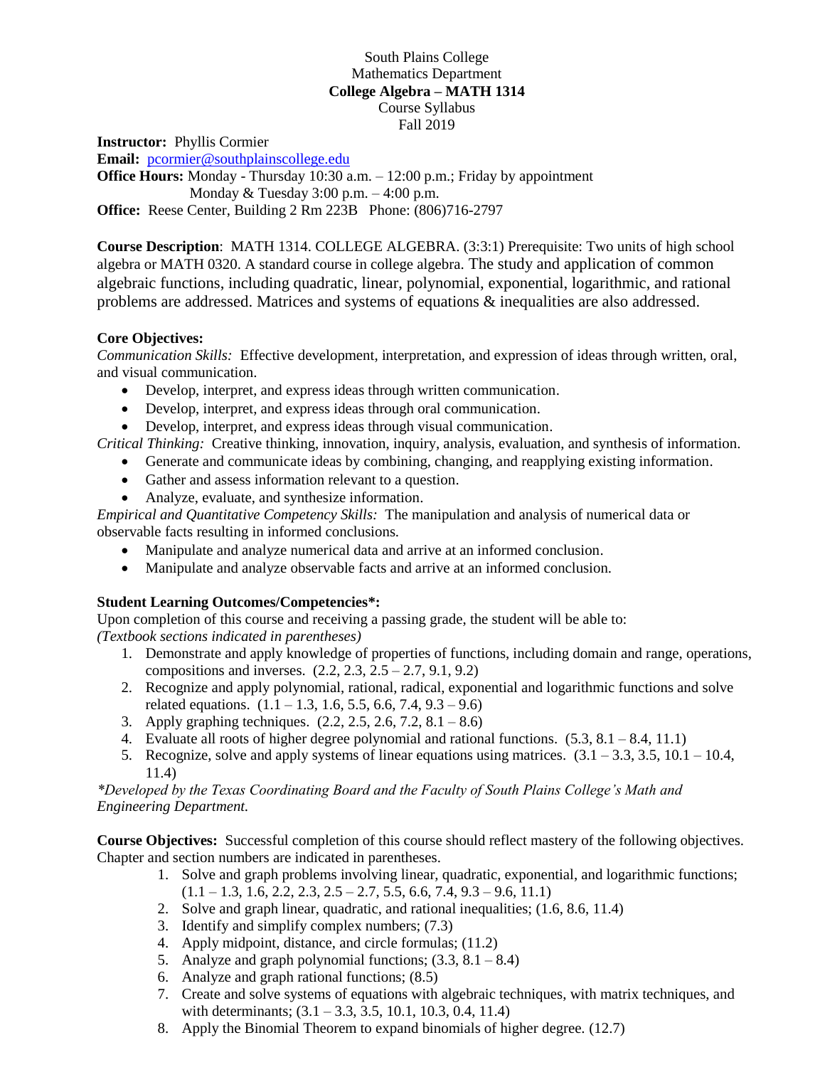South Plains College
Mathematics Department
**College Algebra – MATH 1314**
Course Syllabus
Fall 2019

**Instructor:** Phyllis Cormier
**Email:** pcormier@southplainscollege.edu
**Office Hours:** Monday - Thursday 10:30 a.m. – 12:00 p.m.; Friday by appointment
Monday & Tuesday 3:00 p.m. – 4:00 p.m.
**Office:** Reese Center, Building 2 Rm 223B Phone: (806)716-2797

**Course Description**: MATH 1314. COLLEGE ALGEBRA. (3:3:1) Prerequisite: Two units of high school algebra or MATH 0320. A standard course in college algebra. The study and application of common algebraic functions, including quadratic, linear, polynomial, exponential, logarithmic, and rational problems are addressed. Matrices and systems of equations & inequalities are also addressed.

**Core Objectives:**

*Communication Skills:* Effective development, interpretation, and expression of ideas through written, oral, and visual communication.

- Develop, interpret, and express ideas through written communication.
- Develop, interpret, and express ideas through oral communication.
- Develop, interpret, and express ideas through visual communication.

*Critical Thinking:* Creative thinking, innovation, inquiry, analysis, evaluation, and synthesis of information.

- Generate and communicate ideas by combining, changing, and reapplying existing information.
- Gather and assess information relevant to a question.
- Analyze, evaluate, and synthesize information.

*Empirical and Quantitative Competency Skills:* The manipulation and analysis of numerical data or observable facts resulting in informed conclusions.

- Manipulate and analyze numerical data and arrive at an informed conclusion.
- Manipulate and analyze observable facts and arrive at an informed conclusion.

**Student Learning Outcomes/Competencies*:**

Upon completion of this course and receiving a passing grade, the student will be able to:
*(Textbook sections indicated in parentheses)*

1. Demonstrate and apply knowledge of properties of functions, including domain and range, operations, compositions and inverses. (2.2, 2.3, 2.5 – 2.7, 9.1, 9.2)
2. Recognize and apply polynomial, rational, radical, exponential and logarithmic functions and solve related equations. (1.1 – 1.3, 1.6, 5.5, 6.6, 7.4, 9.3 – 9.6)
3. Apply graphing techniques. (2.2, 2.5, 2.6, 7.2, 8.1 – 8.6)
4. Evaluate all roots of higher degree polynomial and rational functions. (5.3, 8.1 – 8.4, 11.1)
5. Recognize, solve and apply systems of linear equations using matrices. (3.1 – 3.3, 3.5, 10.1 – 10.4, 11.4)

*\*Developed by the Texas Coordinating Board and the Faculty of South Plains College's Math and Engineering Department.*

**Course Objectives:** Successful completion of this course should reflect mastery of the following objectives. Chapter and section numbers are indicated in parentheses.

1. Solve and graph problems involving linear, quadratic, exponential, and logarithmic functions; (1.1 – 1.3, 1.6, 2.2, 2.3, 2.5 – 2.7, 5.5, 6.6, 7.4, 9.3 – 9.6, 11.1)
2. Solve and graph linear, quadratic, and rational inequalities; (1.6, 8.6, 11.4)
3. Identify and simplify complex numbers; (7.3)
4. Apply midpoint, distance, and circle formulas; (11.2)
5. Analyze and graph polynomial functions; (3.3, 8.1 – 8.4)
6. Analyze and graph rational functions; (8.5)
7. Create and solve systems of equations with algebraic techniques, with matrix techniques, and with determinants; (3.1 – 3.3, 3.5, 10.1, 10.3, 0.4, 11.4)
8. Apply the Binomial Theorem to expand binomials of higher degree. (12.7)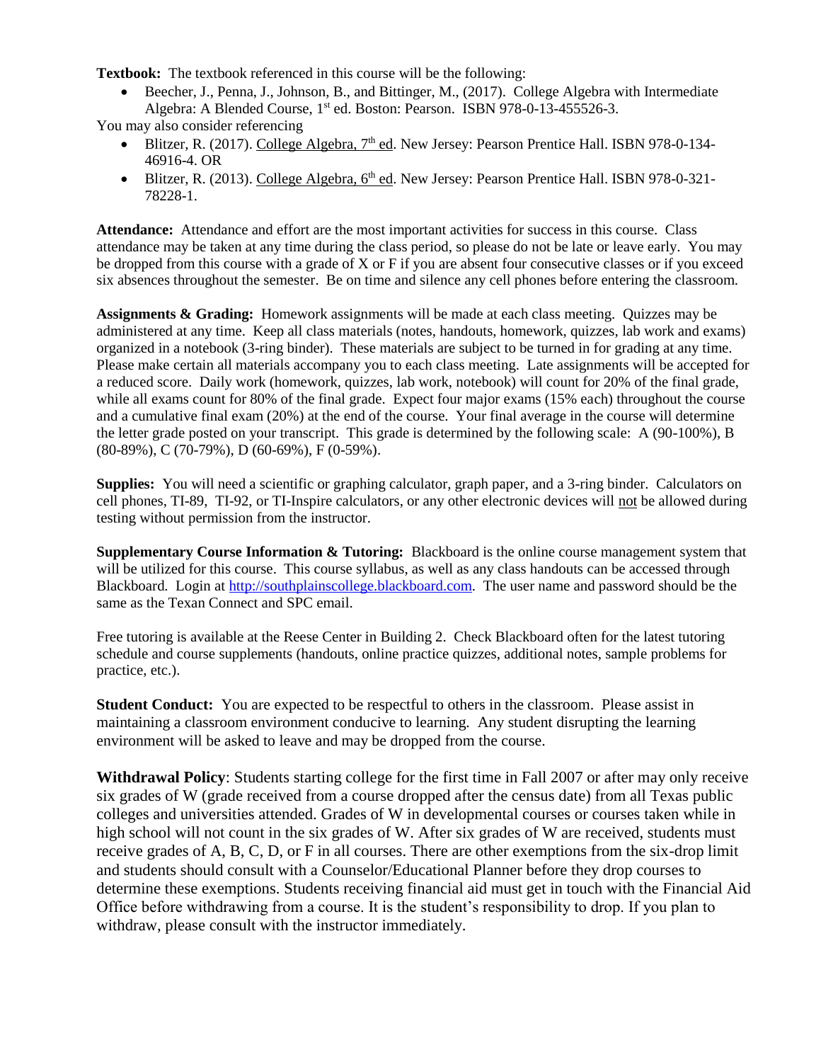**Textbook:** The textbook referenced in this course will be the following:

- Beecher, J., Penna, J., Johnson, B., and Bittinger, M., (2017). College Algebra with Intermediate Algebra: A Blended Course, 1st ed. Boston: Pearson. ISBN 978-0-13-455526-3.

You may also consider referencing

- Blitzer, R. (2017). College Algebra, 7th ed. New Jersey: Pearson Prentice Hall. ISBN 978-0-134-46916-4. OR
- Blitzer, R. (2013). College Algebra, 6th ed. New Jersey: Pearson Prentice Hall. ISBN 978-0-321-78228-1.

**Attendance:** Attendance and effort are the most important activities for success in this course. Class attendance may be taken at any time during the class period, so please do not be late or leave early. You may be dropped from this course with a grade of X or F if you are absent four consecutive classes or if you exceed six absences throughout the semester. Be on time and silence any cell phones before entering the classroom.

**Assignments & Grading:** Homework assignments will be made at each class meeting. Quizzes may be administered at any time. Keep all class materials (notes, handouts, homework, quizzes, lab work and exams) organized in a notebook (3-ring binder). These materials are subject to be turned in for grading at any time. Please make certain all materials accompany you to each class meeting. Late assignments will be accepted for a reduced score. Daily work (homework, quizzes, lab work, notebook) will count for 20% of the final grade, while all exams count for 80% of the final grade. Expect four major exams (15% each) throughout the course and a cumulative final exam (20%) at the end of the course. Your final average in the course will determine the letter grade posted on your transcript. This grade is determined by the following scale: A (90-100%), B (80-89%), C (70-79%), D (60-69%), F (0-59%).

**Supplies:** You will need a scientific or graphing calculator, graph paper, and a 3-ring binder. Calculators on cell phones, TI-89, TI-92, or TI-Inspire calculators, or any other electronic devices will not be allowed during testing without permission from the instructor.

**Supplementary Course Information & Tutoring:** Blackboard is the online course management system that will be utilized for this course. This course syllabus, as well as any class handouts can be accessed through Blackboard. Login at http://southplainscollege.blackboard.com. The user name and password should be the same as the Texan Connect and SPC email.

Free tutoring is available at the Reese Center in Building 2. Check Blackboard often for the latest tutoring schedule and course supplements (handouts, online practice quizzes, additional notes, sample problems for practice, etc.).

**Student Conduct:** You are expected to be respectful to others in the classroom. Please assist in maintaining a classroom environment conducive to learning. Any student disrupting the learning environment will be asked to leave and may be dropped from the course.

**Withdrawal Policy**: Students starting college for the first time in Fall 2007 or after may only receive six grades of W (grade received from a course dropped after the census date) from all Texas public colleges and universities attended. Grades of W in developmental courses or courses taken while in high school will not count in the six grades of W. After six grades of W are received, students must receive grades of A, B, C, D, or F in all courses. There are other exemptions from the six-drop limit and students should consult with a Counselor/Educational Planner before they drop courses to determine these exemptions. Students receiving financial aid must get in touch with the Financial Aid Office before withdrawing from a course. It is the student's responsibility to drop. If you plan to withdraw, please consult with the instructor immediately.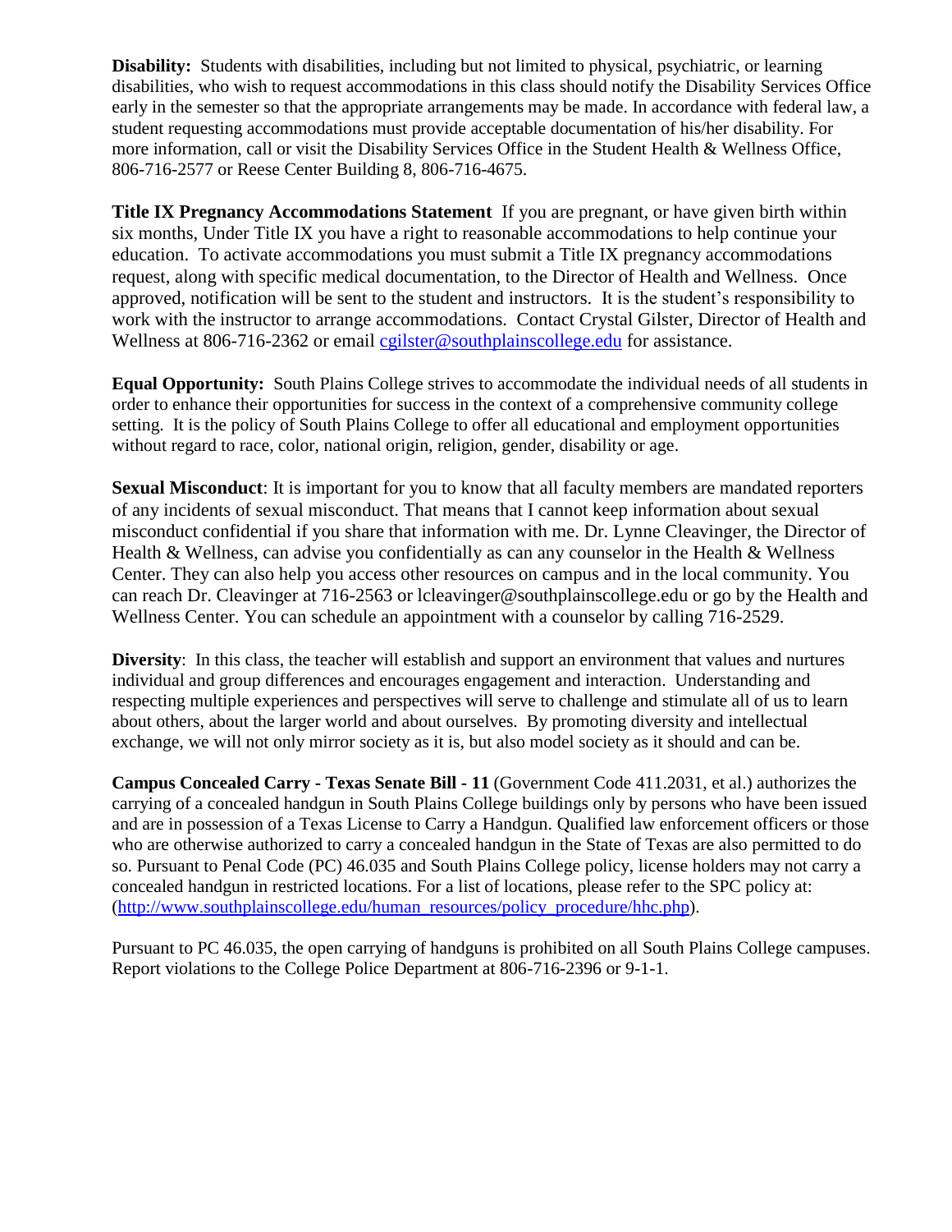**Disability:** Students with disabilities, including but not limited to physical, psychiatric, or learning disabilities, who wish to request accommodations in this class should notify the Disability Services Office early in the semester so that the appropriate arrangements may be made. In accordance with federal law, a student requesting accommodations must provide acceptable documentation of his/her disability. For more information, call or visit the Disability Services Office in the Student Health & Wellness Office, 806-716-2577 or Reese Center Building 8, 806-716-4675.

**Title IX Pregnancy Accommodations Statement** If you are pregnant, or have given birth within six months, Under Title IX you have a right to reasonable accommodations to help continue your education. To activate accommodations you must submit a Title IX pregnancy accommodations request, along with specific medical documentation, to the Director of Health and Wellness. Once approved, notification will be sent to the student and instructors. It is the student's responsibility to work with the instructor to arrange accommodations. Contact Crystal Gilster, Director of Health and Wellness at 806-716-2362 or email cgilster@southplainscollege.edu for assistance.

**Equal Opportunity:** South Plains College strives to accommodate the individual needs of all students in order to enhance their opportunities for success in the context of a comprehensive community college setting. It is the policy of South Plains College to offer all educational and employment opportunities without regard to race, color, national origin, religion, gender, disability or age.

**Sexual Misconduct**: It is important for you to know that all faculty members are mandated reporters of any incidents of sexual misconduct. That means that I cannot keep information about sexual misconduct confidential if you share that information with me. Dr. Lynne Cleavinger, the Director of Health & Wellness, can advise you confidentially as can any counselor in the Health & Wellness Center. They can also help you access other resources on campus and in the local community. You can reach Dr. Cleavinger at 716-2563 or lcleavinger@southplainscollege.edu or go by the Health and Wellness Center. You can schedule an appointment with a counselor by calling 716-2529.

**Diversity**: In this class, the teacher will establish and support an environment that values and nurtures individual and group differences and encourages engagement and interaction. Understanding and respecting multiple experiences and perspectives will serve to challenge and stimulate all of us to learn about others, about the larger world and about ourselves. By promoting diversity and intellectual exchange, we will not only mirror society as it is, but also model society as it should and can be.

**Campus Concealed Carry - Texas Senate Bill - 11** (Government Code 411.2031, et al.) authorizes the carrying of a concealed handgun in South Plains College buildings only by persons who have been issued and are in possession of a Texas License to Carry a Handgun. Qualified law enforcement officers or those who are otherwise authorized to carry a concealed handgun in the State of Texas are also permitted to do so. Pursuant to Penal Code (PC) 46.035 and South Plains College policy, license holders may not carry a concealed handgun in restricted locations. For a list of locations, please refer to the SPC policy at: (http://www.southplainscollege.edu/human_resources/policy_procedure/hhc.php).

Pursuant to PC 46.035, the open carrying of handguns is prohibited on all South Plains College campuses. Report violations to the College Police Department at 806-716-2396 or 9-1-1.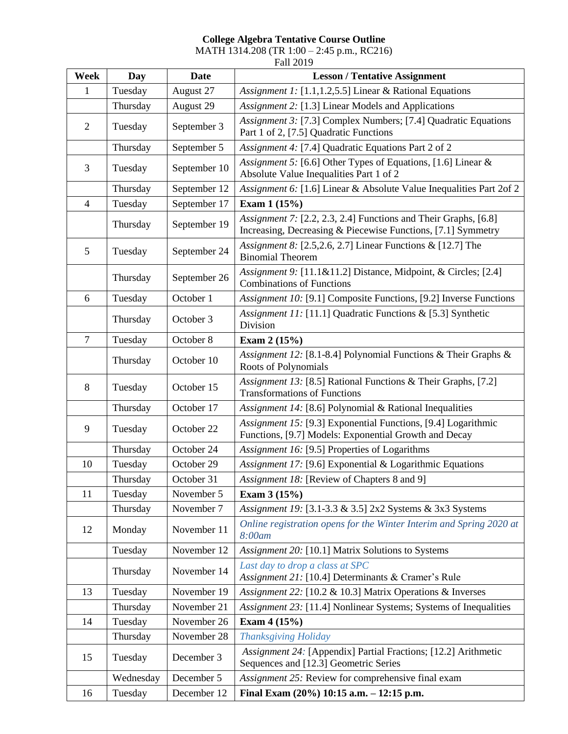**College Algebra Tentative Course Outline**
MATH 1314.208 (TR 1:00 – 2:45 p.m., RC216)
Fall 2019

| Week | Day | Date | Lesson / Tentative Assignment |
|---|---|---|---|
| 1 | Tuesday | August 27 | *Assignment 1:* [1.1,1.2,5.5] Linear & Rational Equations |
| | Thursday | August 29 | *Assignment 2:* [1.3] Linear Models and Applications |
| 2 | Tuesday | September 3 | *Assignment 3:* [7.3] Complex Numbers; [7.4] Quadratic Equations Part 1 of 2, [7.5] Quadratic Functions |
| | Thursday | September 5 | *Assignment 4:* [7.4] Quadratic Equations Part 2 of 2 |
| 3 | Tuesday | September 10 | *Assignment 5:* [6.6] Other Types of Equations, [1.6] Linear & Absolute Value Inequalities Part 1 of 2 |
| | Thursday | September 12 | *Assignment 6:* [1.6] Linear & Absolute Value Inequalities Part 2of 2 |
| 4 | Tuesday | September 17 | **Exam 1 (15%)** |
| | Thursday | September 19 | *Assignment 7:* [2.2, 2.3, 2.4] Functions and Their Graphs, [6.8] Increasing, Decreasing & Piecewise Functions, [7.1] Symmetry |
| 5 | Tuesday | September 24 | *Assignment 8:* [2.5,2.6, 2.7] Linear Functions & [12.7] The Binomial Theorem |
| | Thursday | September 26 | *Assignment 9:* [11.1&11.2] Distance, Midpoint, & Circles; [2.4] Combinations of Functions |
| 6 | Tuesday | October 1 | *Assignment 10:* [9.1] Composite Functions, [9.2] Inverse Functions |
| | Thursday | October 3 | *Assignment 11:* [11.1] Quadratic Functions & [5.3] Synthetic Division |
| 7 | Tuesday | October 8 | **Exam 2 (15%)** |
| | Thursday | October 10 | *Assignment 12:* [8.1-8.4] Polynomial Functions & Their Graphs & Roots of Polynomials |
| 8 | Tuesday | October 15 | *Assignment 13:* [8.5] Rational Functions & Their Graphs, [7.2] Transformations of Functions |
| | Thursday | October 17 | *Assignment 14:* [8.6] Polynomial & Rational Inequalities |
| 9 | Tuesday | October 22 | *Assignment 15:* [9.3] Exponential Functions, [9.4] Logarithmic Functions, [9.7] Models: Exponential Growth and Decay |
| | Thursday | October 24 | *Assignment 16:* [9.5] Properties of Logarithms |
| 10 | Tuesday | October 29 | *Assignment 17:* [9.6] Exponential & Logarithmic Equations |
| | Thursday | October 31 | *Assignment 18:* [Review of Chapters 8 and 9] |
| 11 | Tuesday | November 5 | **Exam 3 (15%)** |
| | Thursday | November 7 | *Assignment 19:* [3.1-3.3 & 3.5] 2x2 Systems & 3x3 Systems |
| 12 | Monday | November 11 | *Online registration opens for the Winter Interim and Spring 2020 at 8:00am* |
| | Tuesday | November 12 | *Assignment 20:* [10.1] Matrix Solutions to Systems |
| | Thursday | November 14 | *Last day to drop a class at SPC* *Assignment 21:* [10.4] Determinants & Cramer's Rule |
| 13 | Tuesday | November 19 | *Assignment 22:* [10.2 & 10.3] Matrix Operations & Inverses |
| | Thursday | November 21 | *Assignment 23:* [11.4] Nonlinear Systems; Systems of Inequalities |
| 14 | Tuesday | November 26 | **Exam 4 (15%)** |
| | Thursday | November 28 | *Thanksgiving Holiday* |
| 15 | Tuesday | December 3 | *Assignment 24:* [Appendix] Partial Fractions; [12.2] Arithmetic Sequences and [12.3] Geometric Series |
| | Wednesday | December 5 | *Assignment 25:* Review for comprehensive final exam |
| 16 | Tuesday | December 12 | **Final Exam (20%) 10:15 a.m. – 12:15 p.m.** |